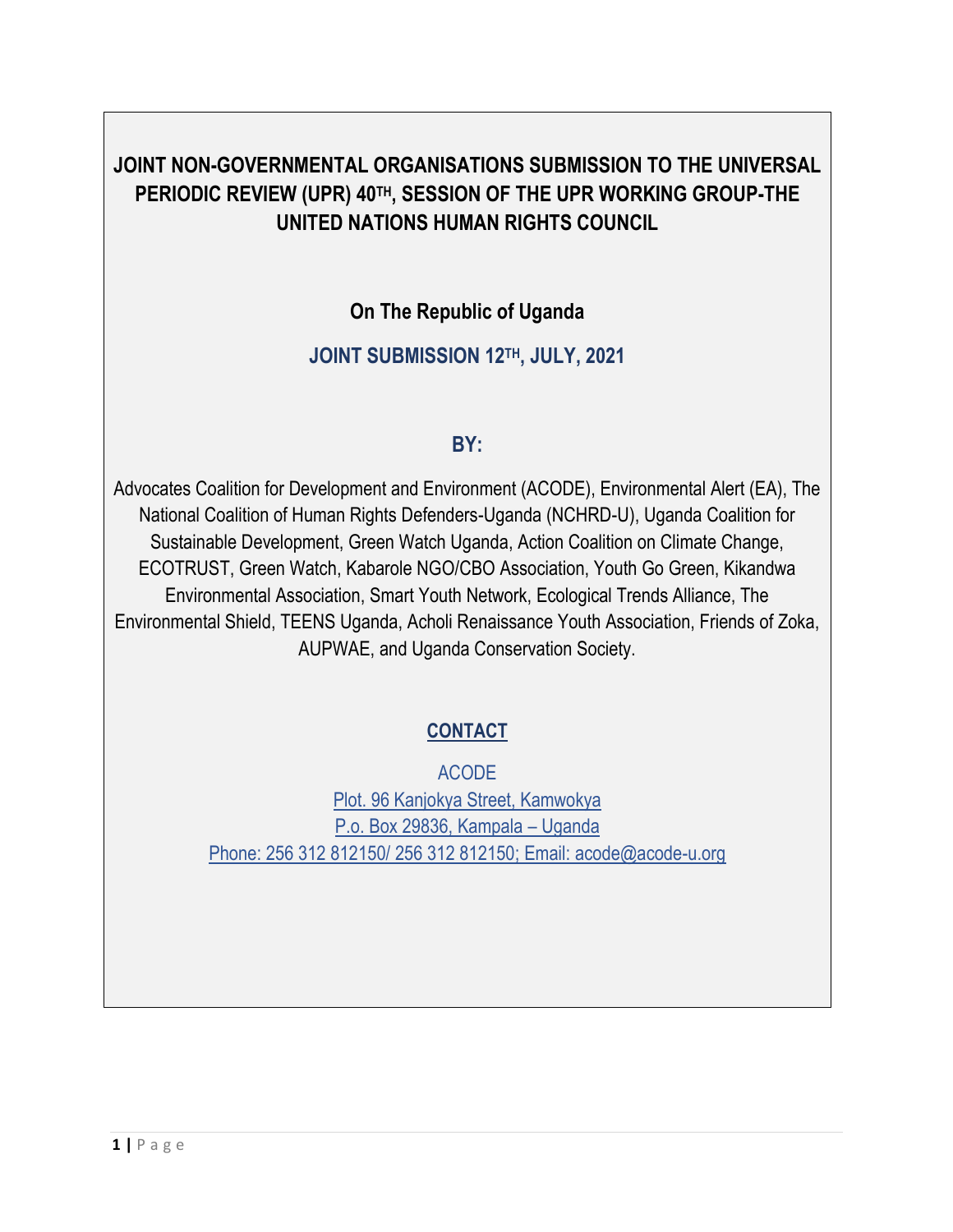# JOINT NON-GOVERNMENTAL ORGANISATIONS SUBMISSION TO THE UNIVERSAL PERIODIC REVIEW (UPR) 40TH, SESSION OF THE UPR WORKING GROUP-THE UNITED NATIONS HUMAN RIGHTS COUNCIL

**On The Republic of Uganda**

**JOINT SUBMISSION 12TH, JULY, 2021**

**BY:**

Advocates Coalition for Development and Environment (ACODE), Environmental Alert (EA), The National Coalition of Human Rights Defenders-Uganda (NCHRD-U), Uganda Coalition for Sustainable Development, Green Watch Uganda, Action Coalition on Climate Change, ECOTRUST, Green Watch, Kabarole NGO/CBO Association, Youth Go Green, Kikandwa Environmental Association, Smart Youth Network, Ecological Trends Alliance, The Environmental Shield, TEENS Uganda, Acholi Renaissance Youth Association, Friends of Zoka, AUPWAE, and Uganda Conservation Society.

**CONTACT**

ACODE
Plot. 96 Kanjokya Street, Kamwokya
P.o. Box 29836, Kampala – Uganda
Phone: 256 312 812150/ 256 312 812150; Email: acode@acode-u.org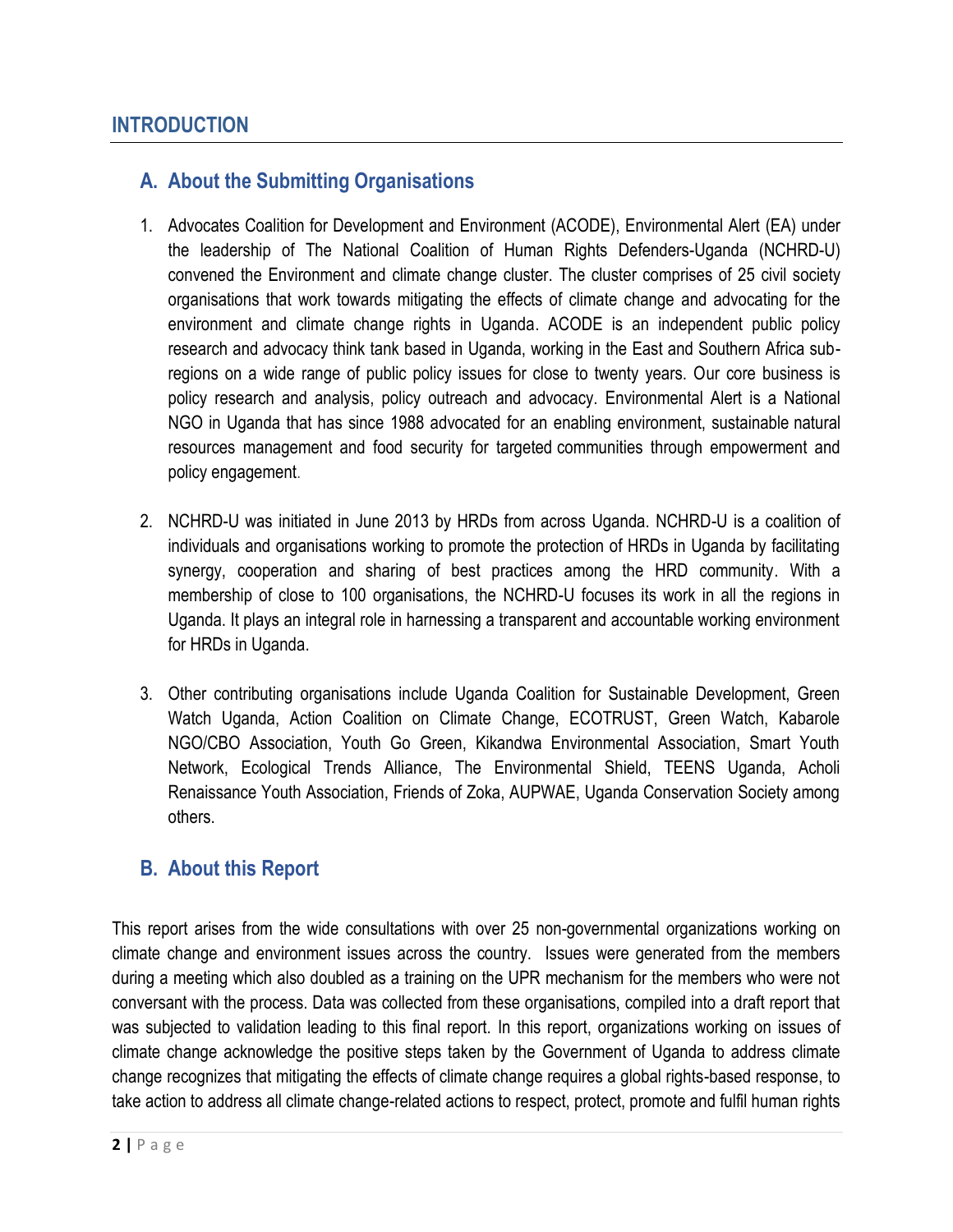# INTRODUCTION

## A. About the Submitting Organisations

1. Advocates Coalition for Development and Environment (ACODE), Environmental Alert (EA) under the leadership of The National Coalition of Human Rights Defenders-Uganda (NCHRD-U) convened the Environment and climate change cluster. The cluster comprises of 25 civil society organisations that work towards mitigating the effects of climate change and advocating for the environment and climate change rights in Uganda. ACODE is an independent public policy research and advocacy think tank based in Uganda, working in the East and Southern Africa sub-regions on a wide range of public policy issues for close to twenty years. Our core business is policy research and analysis, policy outreach and advocacy. Environmental Alert is a National NGO in Uganda that has since 1988 advocated for an enabling environment, sustainable natural resources management and food security for targeted communities through empowerment and policy engagement.

2. NCHRD-U was initiated in June 2013 by HRDs from across Uganda. NCHRD-U is a coalition of individuals and organisations working to promote the protection of HRDs in Uganda by facilitating synergy, cooperation and sharing of best practices among the HRD community. With a membership of close to 100 organisations, the NCHRD-U focuses its work in all the regions in Uganda. It plays an integral role in harnessing a transparent and accountable working environment for HRDs in Uganda.

3. Other contributing organisations include Uganda Coalition for Sustainable Development, Green Watch Uganda, Action Coalition on Climate Change, ECOTRUST, Green Watch, Kabarole NGO/CBO Association, Youth Go Green, Kikandwa Environmental Association, Smart Youth Network, Ecological Trends Alliance, The Environmental Shield, TEENS Uganda, Acholi Renaissance Youth Association, Friends of Zoka, AUPWAE, Uganda Conservation Society among others.

## B. About this Report

This report arises from the wide consultations with over 25 non-governmental organizations working on climate change and environment issues across the country. Issues were generated from the members during a meeting which also doubled as a training on the UPR mechanism for the members who were not conversant with the process. Data was collected from these organisations, compiled into a draft report that was subjected to validation leading to this final report. In this report, organizations working on issues of climate change acknowledge the positive steps taken by the Government of Uganda to address climate change recognizes that mitigating the effects of climate change requires a global rights-based response, to take action to address all climate change-related actions to respect, protect, promote and fulfil human rights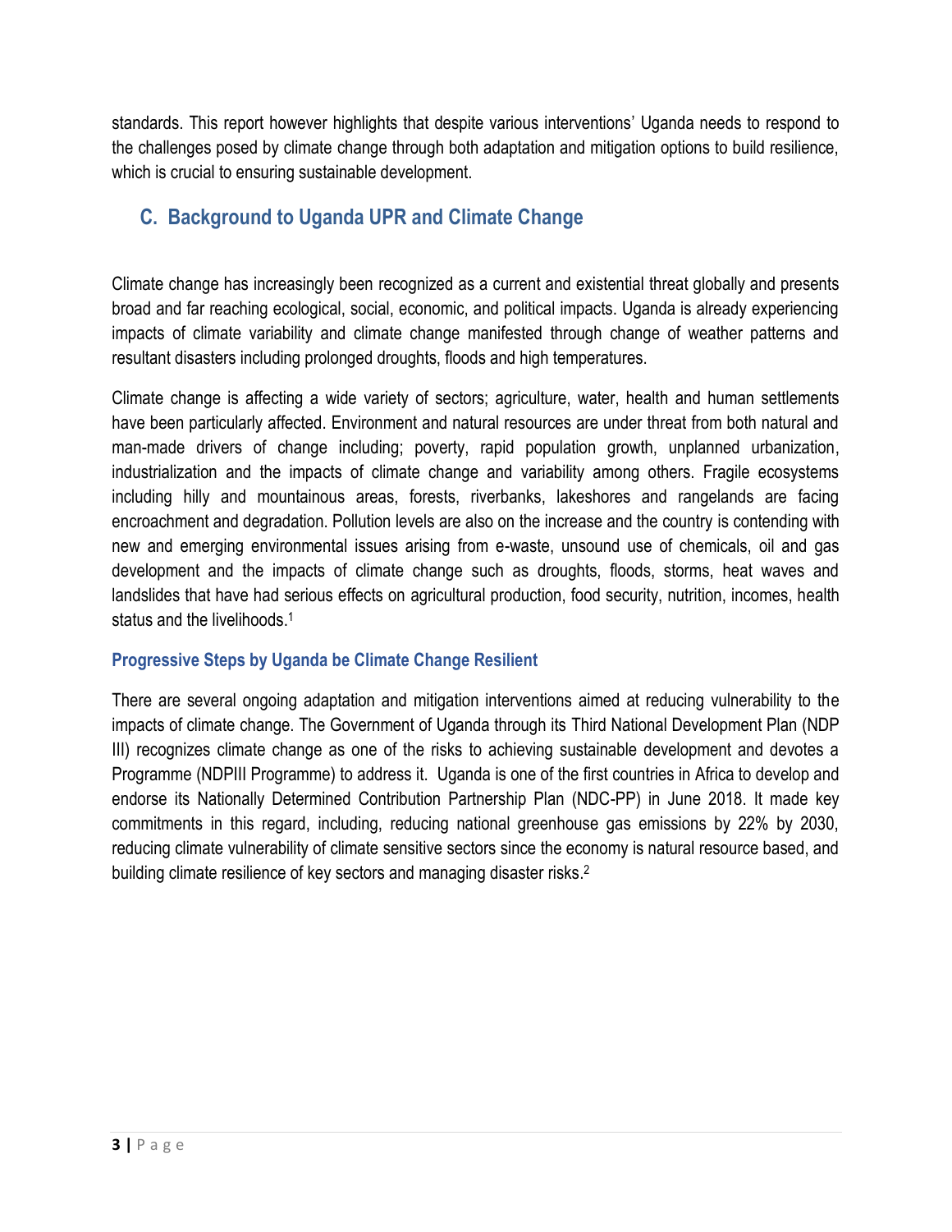standards. This report however highlights that despite various interventions' Uganda needs to respond to the challenges posed by climate change through both adaptation and mitigation options to build resilience, which is crucial to ensuring sustainable development.

## C. Background to Uganda UPR and Climate Change

Climate change has increasingly been recognized as a current and existential threat globally and presents broad and far reaching ecological, social, economic, and political impacts. Uganda is already experiencing impacts of climate variability and climate change manifested through change of weather patterns and resultant disasters including prolonged droughts, floods and high temperatures.

Climate change is affecting a wide variety of sectors; agriculture, water, health and human settlements have been particularly affected. Environment and natural resources are under threat from both natural and man-made drivers of change including; poverty, rapid population growth, unplanned urbanization, industrialization and the impacts of climate change and variability among others. Fragile ecosystems including hilly and mountainous areas, forests, riverbanks, lakeshores and rangelands are facing encroachment and degradation. Pollution levels are also on the increase and the country is contending with new and emerging environmental issues arising from e-waste, unsound use of chemicals, oil and gas development and the impacts of climate change such as droughts, floods, storms, heat waves and landslides that have had serious effects on agricultural production, food security, nutrition, incomes, health status and the livelihoods.[1]

### Progressive Steps by Uganda be Climate Change Resilient

There are several ongoing adaptation and mitigation interventions aimed at reducing vulnerability to the impacts of climate change. The Government of Uganda through its Third National Development Plan (NDP III) recognizes climate change as one of the risks to achieving sustainable development and devotes a Programme (NDPIII Programme) to address it. Uganda is one of the first countries in Africa to develop and endorse its Nationally Determined Contribution Partnership Plan (NDC-PP) in June 2018. It made key commitments in this regard, including, reducing national greenhouse gas emissions by 22% by 2030, reducing climate vulnerability of climate sensitive sectors since the economy is natural resource based, and building climate resilience of key sectors and managing disaster risks.[2]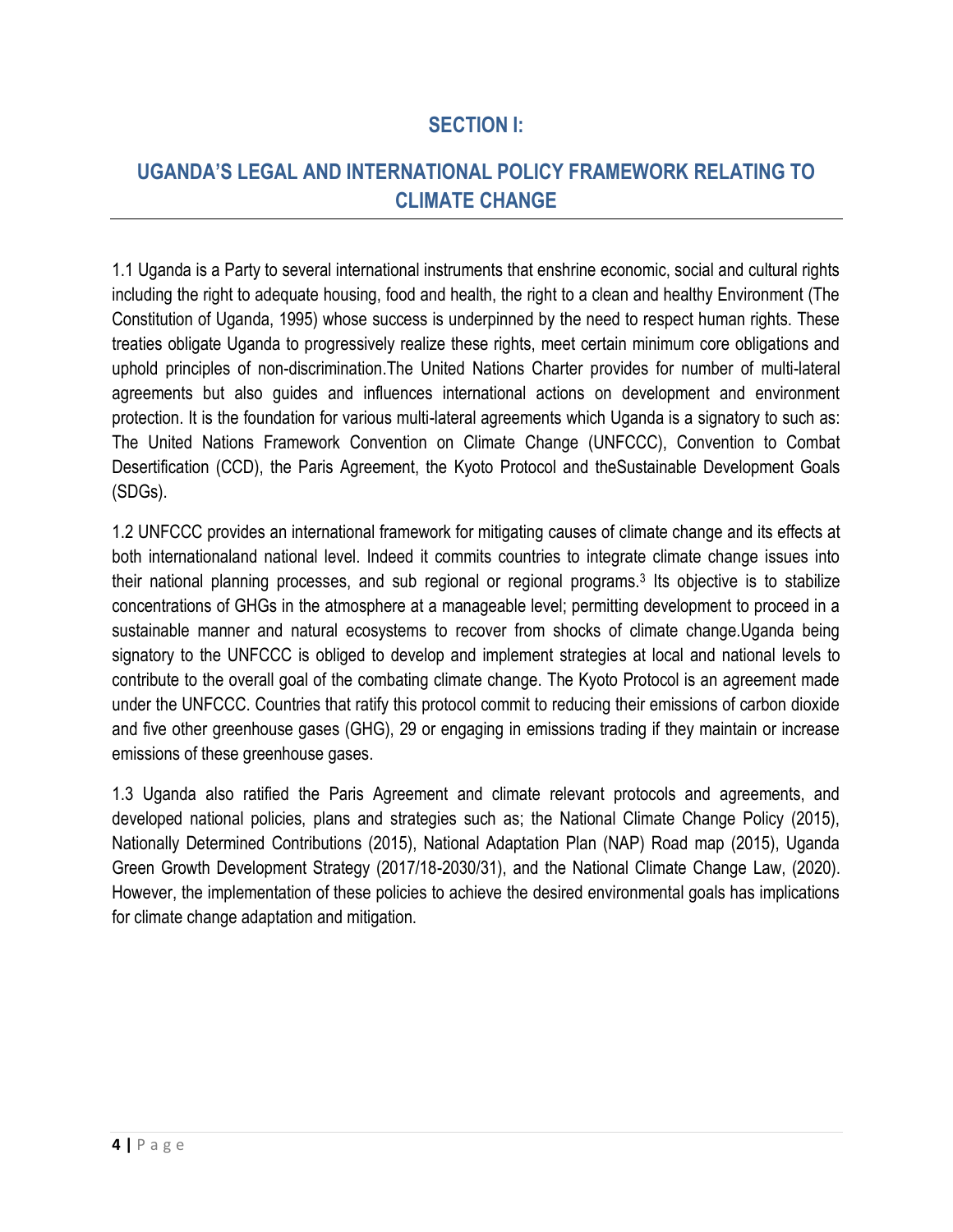## SECTION I:

## UGANDA'S LEGAL AND INTERNATIONAL POLICY FRAMEWORK RELATING TO CLIMATE CHANGE

1.1 Uganda is a Party to several international instruments that enshrine economic, social and cultural rights including the right to adequate housing, food and health, the right to a clean and healthy Environment (The Constitution of Uganda, 1995) whose success is underpinned by the need to respect human rights. These treaties obligate Uganda to progressively realize these rights, meet certain minimum core obligations and uphold principles of non-discrimination.The United Nations Charter provides for number of multi-lateral agreements but also guides and influences international actions on development and environment protection. It is the foundation for various multi-lateral agreements which Uganda is a signatory to such as: The United Nations Framework Convention on Climate Change (UNFCCC), Convention to Combat Desertification (CCD), the Paris Agreement, the Kyoto Protocol and theSustainable Development Goals (SDGs).

1.2 UNFCCC provides an international framework for mitigating causes of climate change and its effects at both internationaland national level. Indeed it commits countries to integrate climate change issues into their national planning processes, and sub regional or regional programs.[3] Its objective is to stabilize concentrations of GHGs in the atmosphere at a manageable level; permitting development to proceed in a sustainable manner and natural ecosystems to recover from shocks of climate change.Uganda being signatory to the UNFCCC is obliged to develop and implement strategies at local and national levels to contribute to the overall goal of the combating climate change. The Kyoto Protocol is an agreement made under the UNFCCC. Countries that ratify this protocol commit to reducing their emissions of carbon dioxide and five other greenhouse gases (GHG), 29 or engaging in emissions trading if they maintain or increase emissions of these greenhouse gases.

1.3 Uganda also ratified the Paris Agreement and climate relevant protocols and agreements, and developed national policies, plans and strategies such as; the National Climate Change Policy (2015), Nationally Determined Contributions (2015), National Adaptation Plan (NAP) Road map (2015), Uganda Green Growth Development Strategy (2017/18-2030/31), and the National Climate Change Law, (2020). However, the implementation of these policies to achieve the desired environmental goals has implications for climate change adaptation and mitigation.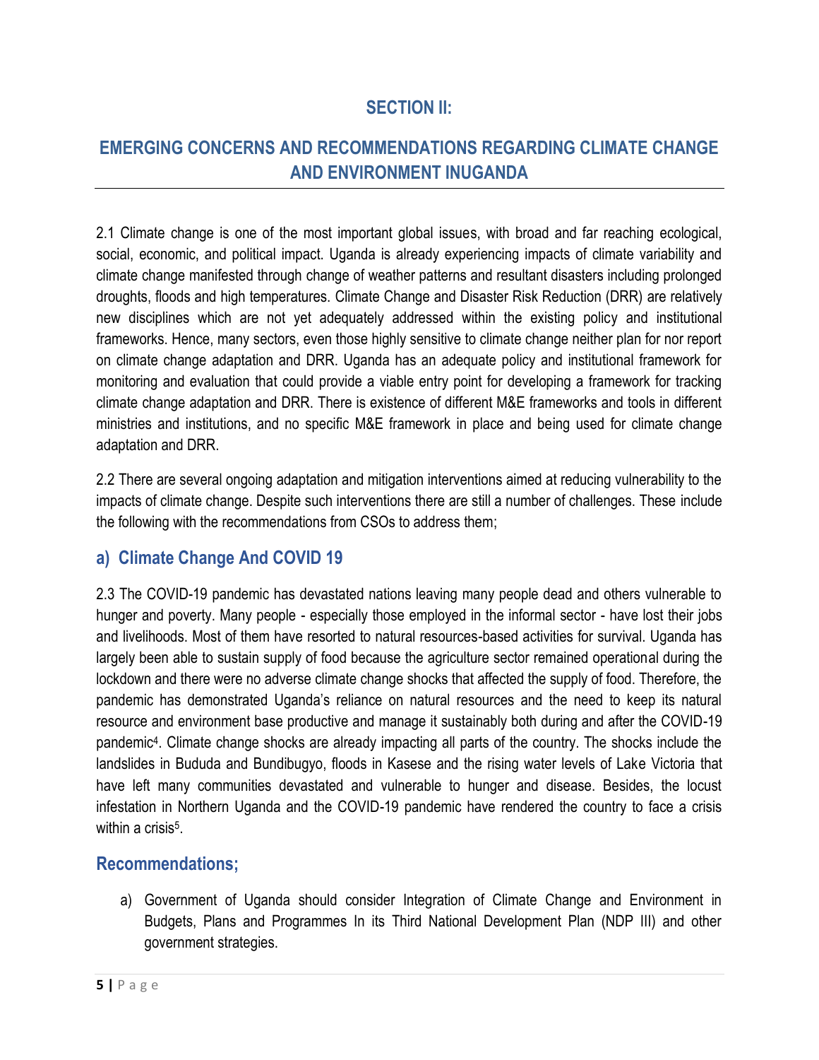# SECTION II:

# EMERGING CONCERNS AND RECOMMENDATIONS REGARDING CLIMATE CHANGE AND ENVIRONMENT INUGANDA

2.1 Climate change is one of the most important global issues, with broad and far reaching ecological, social, economic, and political impact. Uganda is already experiencing impacts of climate variability and climate change manifested through change of weather patterns and resultant disasters including prolonged droughts, floods and high temperatures. Climate Change and Disaster Risk Reduction (DRR) are relatively new disciplines which are not yet adequately addressed within the existing policy and institutional frameworks. Hence, many sectors, even those highly sensitive to climate change neither plan for nor report on climate change adaptation and DRR. Uganda has an adequate policy and institutional framework for monitoring and evaluation that could provide a viable entry point for developing a framework for tracking climate change adaptation and DRR. There is existence of different M&E frameworks and tools in different ministries and institutions, and no specific M&E framework in place and being used for climate change adaptation and DRR.

2.2 There are several ongoing adaptation and mitigation interventions aimed at reducing vulnerability to the impacts of climate change. Despite such interventions there are still a number of challenges. These include the following with the recommendations from CSOs to address them;

## a) Climate Change And COVID 19

2.3 The COVID-19 pandemic has devastated nations leaving many people dead and others vulnerable to hunger and poverty. Many people - especially those employed in the informal sector - have lost their jobs and livelihoods. Most of them have resorted to natural resources-based activities for survival. Uganda has largely been able to sustain supply of food because the agriculture sector remained operational during the lockdown and there were no adverse climate change shocks that affected the supply of food. Therefore, the pandemic has demonstrated Uganda's reliance on natural resources and the need to keep its natural resource and environment base productive and manage it sustainably both during and after the COVID-19 pandemic[4]. Climate change shocks are already impacting all parts of the country. The shocks include the landslides in Bududa and Bundibugyo, floods in Kasese and the rising water levels of Lake Victoria that have left many communities devastated and vulnerable to hunger and disease. Besides, the locust infestation in Northern Uganda and the COVID-19 pandemic have rendered the country to face a crisis within a crisis[5].

## Recommendations;

a) Government of Uganda should consider Integration of Climate Change and Environment in Budgets, Plans and Programmes In its Third National Development Plan (NDP III) and other government strategies.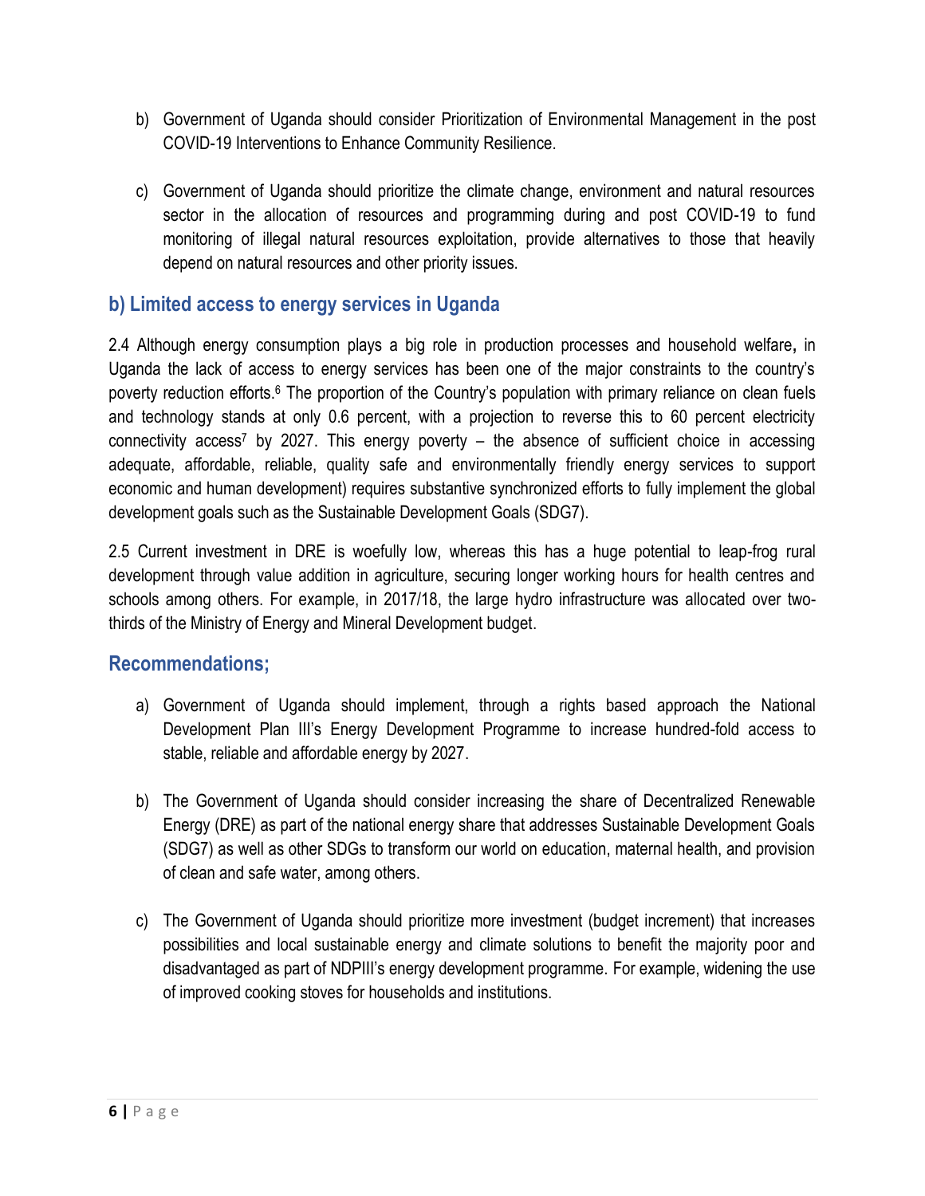b) Government of Uganda should consider Prioritization of Environmental Management in the post COVID-19 Interventions to Enhance Community Resilience.

c) Government of Uganda should prioritize the climate change, environment and natural resources sector in the allocation of resources and programming during and post COVID-19 to fund monitoring of illegal natural resources exploitation, provide alternatives to those that heavily depend on natural resources and other priority issues.

## b) Limited access to energy services in Uganda

2.4 Although energy consumption plays a big role in production processes and household welfare**,** in Uganda the lack of access to energy services has been one of the major constraints to the country's poverty reduction efforts.[6] The proportion of the Country's population with primary reliance on clean fuels and technology stands at only 0.6 percent, with a projection to reverse this to 60 percent electricity connectivity access[7] by 2027. This energy poverty – the absence of sufficient choice in accessing adequate, affordable, reliable, quality safe and environmentally friendly energy services to support economic and human development) requires substantive synchronized efforts to fully implement the global development goals such as the Sustainable Development Goals (SDG7).

2.5 Current investment in DRE is woefully low, whereas this has a huge potential to leap-frog rural development through value addition in agriculture, securing longer working hours for health centres and schools among others. For example, in 2017/18, the large hydro infrastructure was allocated over two-thirds of the Ministry of Energy and Mineral Development budget.

## Recommendations;

a) Government of Uganda should implement, through a rights based approach the National Development Plan III's Energy Development Programme to increase hundred-fold access to stable, reliable and affordable energy by 2027.

b) The Government of Uganda should consider increasing the share of Decentralized Renewable Energy (DRE) as part of the national energy share that addresses Sustainable Development Goals (SDG7) as well as other SDGs to transform our world on education, maternal health, and provision of clean and safe water, among others.

c) The Government of Uganda should prioritize more investment (budget increment) that increases possibilities and local sustainable energy and climate solutions to benefit the majority poor and disadvantaged as part of NDPIII's energy development programme. For example, widening the use of improved cooking stoves for households and institutions.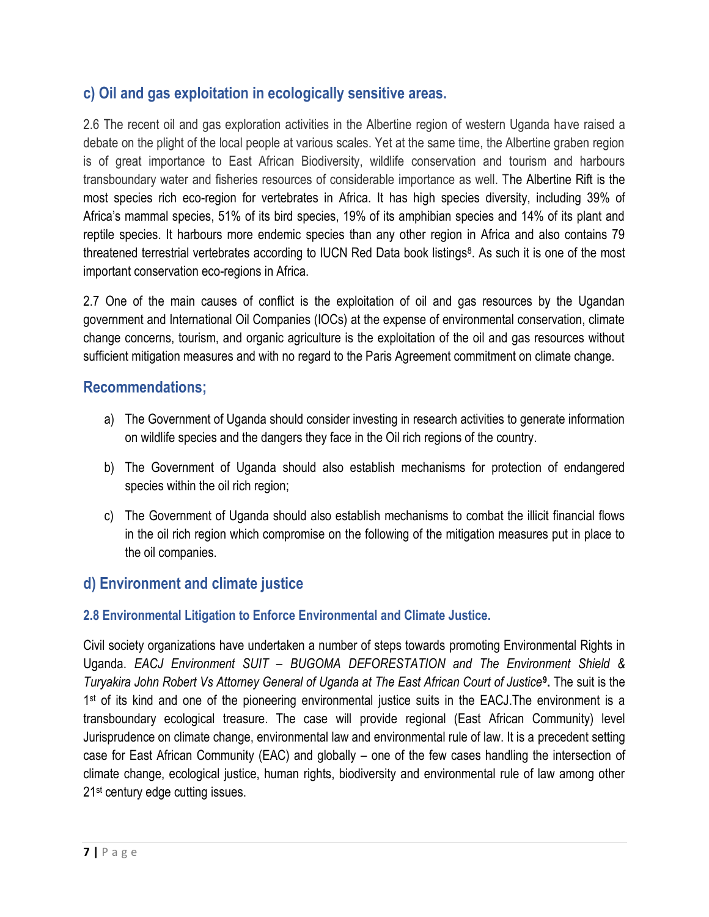## c) Oil and gas exploitation in ecologically sensitive areas.

2.6 The recent oil and gas exploration activities in the Albertine region of western Uganda have raised a debate on the plight of the local people at various scales. Yet at the same time, the Albertine graben region is of great importance to East African Biodiversity, wildlife conservation and tourism and harbours transboundary water and fisheries resources of considerable importance as well. The Albertine Rift is the most species rich eco-region for vertebrates in Africa. It has high species diversity, including 39% of Africa's mammal species, 51% of its bird species, 19% of its amphibian species and 14% of its plant and reptile species. It harbours more endemic species than any other region in Africa and also contains 79 threatened terrestrial vertebrates according to IUCN Red Data book listings[8]. As such it is one of the most important conservation eco-regions in Africa.

2.7 One of the main causes of conflict is the exploitation of oil and gas resources by the Ugandan government and International Oil Companies (IOCs) at the expense of environmental conservation, climate change concerns, tourism, and organic agriculture is the exploitation of the oil and gas resources without sufficient mitigation measures and with no regard to the Paris Agreement commitment on climate change.

## Recommendations;

a) The Government of Uganda should consider investing in research activities to generate information on wildlife species and the dangers they face in the Oil rich regions of the country.

b) The Government of Uganda should also establish mechanisms for protection of endangered species within the oil rich region;

c) The Government of Uganda should also establish mechanisms to combat the illicit financial flows in the oil rich region which compromise on the following of the mitigation measures put in place to the oil companies.

## d) Environment and climate justice

### 2.8 Environmental Litigation to Enforce Environmental and Climate Justice.

Civil society organizations have undertaken a number of steps towards promoting Environmental Rights in Uganda. *EACJ Environment SUIT – BUGOMA DEFORESTATION and The Environment Shield & Turyakira John Robert Vs Attorney General of Uganda at The East African Court of Justice*[9]**.** The suit is the 1st of its kind and one of the pioneering environmental justice suits in the EACJ.The environment is a transboundary ecological treasure. The case will provide regional (East African Community) level Jurisprudence on climate change, environmental law and environmental rule of law. It is a precedent setting case for East African Community (EAC) and globally – one of the few cases handling the intersection of climate change, ecological justice, human rights, biodiversity and environmental rule of law among other 21st century edge cutting issues.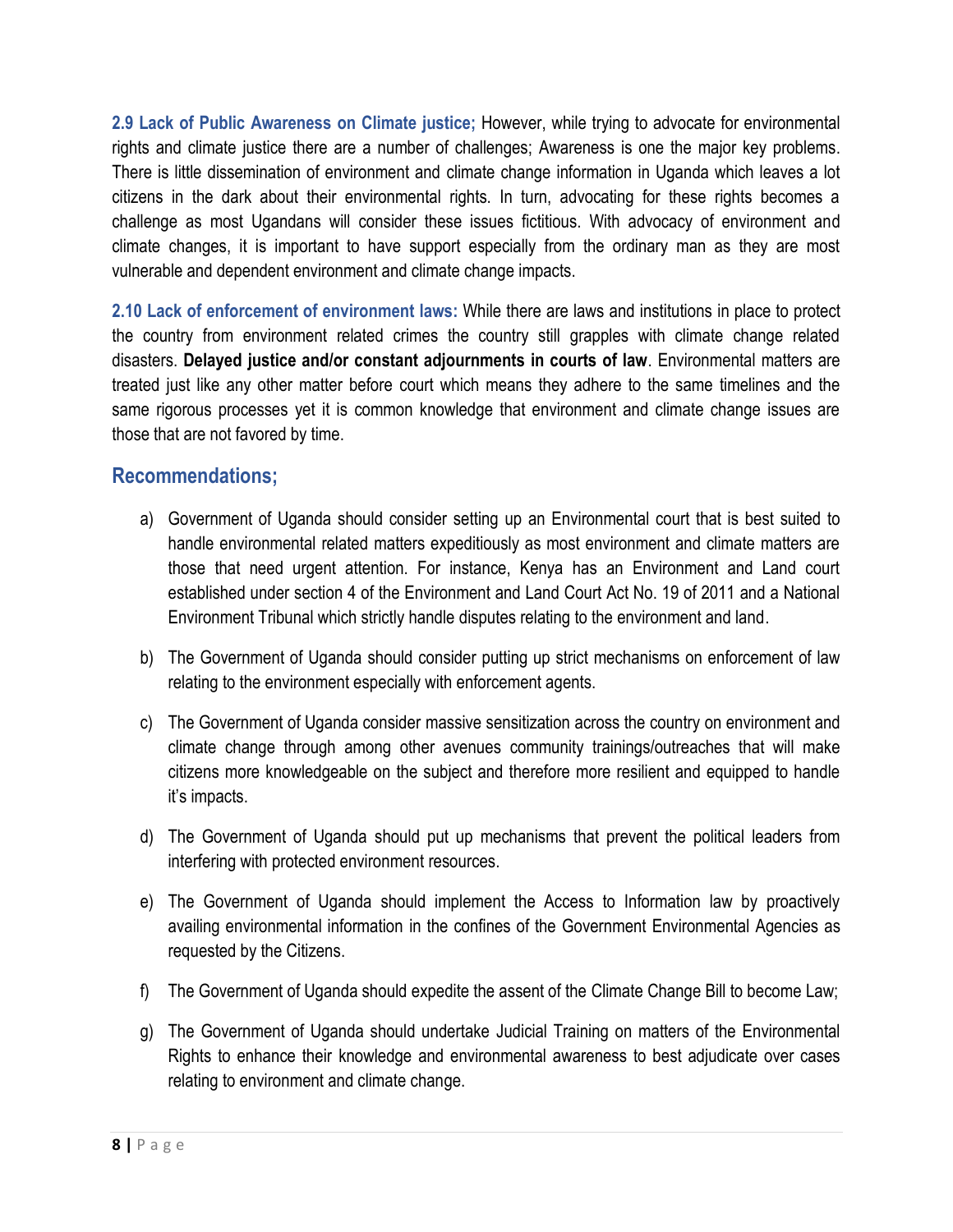**2.9 Lack of Public Awareness on Climate justice;** However, while trying to advocate for environmental rights and climate justice there are a number of challenges; Awareness is one the major key problems. There is little dissemination of environment and climate change information in Uganda which leaves a lot citizens in the dark about their environmental rights. In turn, advocating for these rights becomes a challenge as most Ugandans will consider these issues fictitious. With advocacy of environment and climate changes, it is important to have support especially from the ordinary man as they are most vulnerable and dependent environment and climate change impacts.

**2.10 Lack of enforcement of environment laws:** While there are laws and institutions in place to protect the country from environment related crimes the country still grapples with climate change related disasters. **Delayed justice and/or constant adjournments in courts of law**. Environmental matters are treated just like any other matter before court which means they adhere to the same timelines and the same rigorous processes yet it is common knowledge that environment and climate change issues are those that are not favored by time.

## Recommendations;

a) Government of Uganda should consider setting up an Environmental court that is best suited to handle environmental related matters expeditiously as most environment and climate matters are those that need urgent attention. For instance, Kenya has an Environment and Land court established under section 4 of the Environment and Land Court Act No. 19 of 2011 and a National Environment Tribunal which strictly handle disputes relating to the environment and land.

b) The Government of Uganda should consider putting up strict mechanisms on enforcement of law relating to the environment especially with enforcement agents.

c) The Government of Uganda consider massive sensitization across the country on environment and climate change through among other avenues community trainings/outreaches that will make citizens more knowledgeable on the subject and therefore more resilient and equipped to handle it's impacts.

d) The Government of Uganda should put up mechanisms that prevent the political leaders from interfering with protected environment resources.

e) The Government of Uganda should implement the Access to Information law by proactively availing environmental information in the confines of the Government Environmental Agencies as requested by the Citizens.

f) The Government of Uganda should expedite the assent of the Climate Change Bill to become Law;

g) The Government of Uganda should undertake Judicial Training on matters of the Environmental Rights to enhance their knowledge and environmental awareness to best adjudicate over cases relating to environment and climate change.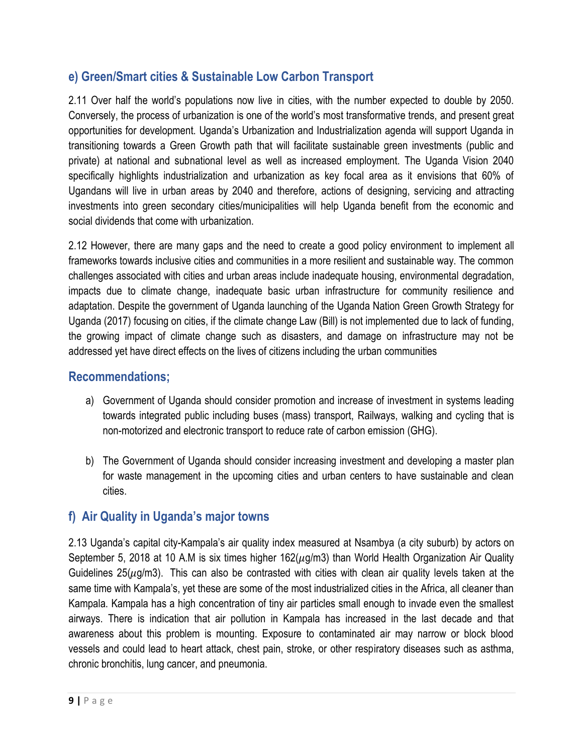## e) Green/Smart cities & Sustainable Low Carbon Transport

2.11 Over half the world's populations now live in cities, with the number expected to double by 2050. Conversely, the process of urbanization is one of the world's most transformative trends, and present great opportunities for development. Uganda's Urbanization and Industrialization agenda will support Uganda in transitioning towards a Green Growth path that will facilitate sustainable green investments (public and private) at national and subnational level as well as increased employment. The Uganda Vision 2040 specifically highlights industrialization and urbanization as key focal area as it envisions that 60% of Ugandans will live in urban areas by 2040 and therefore, actions of designing, servicing and attracting investments into green secondary cities/municipalities will help Uganda benefit from the economic and social dividends that come with urbanization.

2.12 However, there are many gaps and the need to create a good policy environment to implement all frameworks towards inclusive cities and communities in a more resilient and sustainable way. The common challenges associated with cities and urban areas include inadequate housing, environmental degradation, impacts due to climate change, inadequate basic urban infrastructure for community resilience and adaptation. Despite the government of Uganda launching of the Uganda Nation Green Growth Strategy for Uganda (2017) focusing on cities, if the climate change Law (Bill) is not implemented due to lack of funding, the growing impact of climate change such as disasters, and damage on infrastructure may not be addressed yet have direct effects on the lives of citizens including the urban communities

## Recommendations;

a) Government of Uganda should consider promotion and increase of investment in systems leading towards integrated public including buses (mass) transport, Railways, walking and cycling that is non-motorized and electronic transport to reduce rate of carbon emission (GHG).

b) The Government of Uganda should consider increasing investment and developing a master plan for waste management in the upcoming cities and urban centers to have sustainable and clean cities.

## f) Air Quality in Uganda's major towns

2.13 Uganda's capital city-Kampala's air quality index measured at Nsambya (a city suburb) by actors on September 5, 2018 at 10 A.M is six times higher 162($\mu$g/m3) than World Health Organization Air Quality Guidelines 25($\mu$g/m3). This can also be contrasted with cities with clean air quality levels taken at the same time with Kampala's, yet these are some of the most industrialized cities in the Africa, all cleaner than Kampala. Kampala has a high concentration of tiny air particles small enough to invade even the smallest airways. There is indication that air pollution in Kampala has increased in the last decade and that awareness about this problem is mounting. Exposure to contaminated air may narrow or block blood vessels and could lead to heart attack, chest pain, stroke, or other respiratory diseases such as asthma, chronic bronchitis, lung cancer, and pneumonia.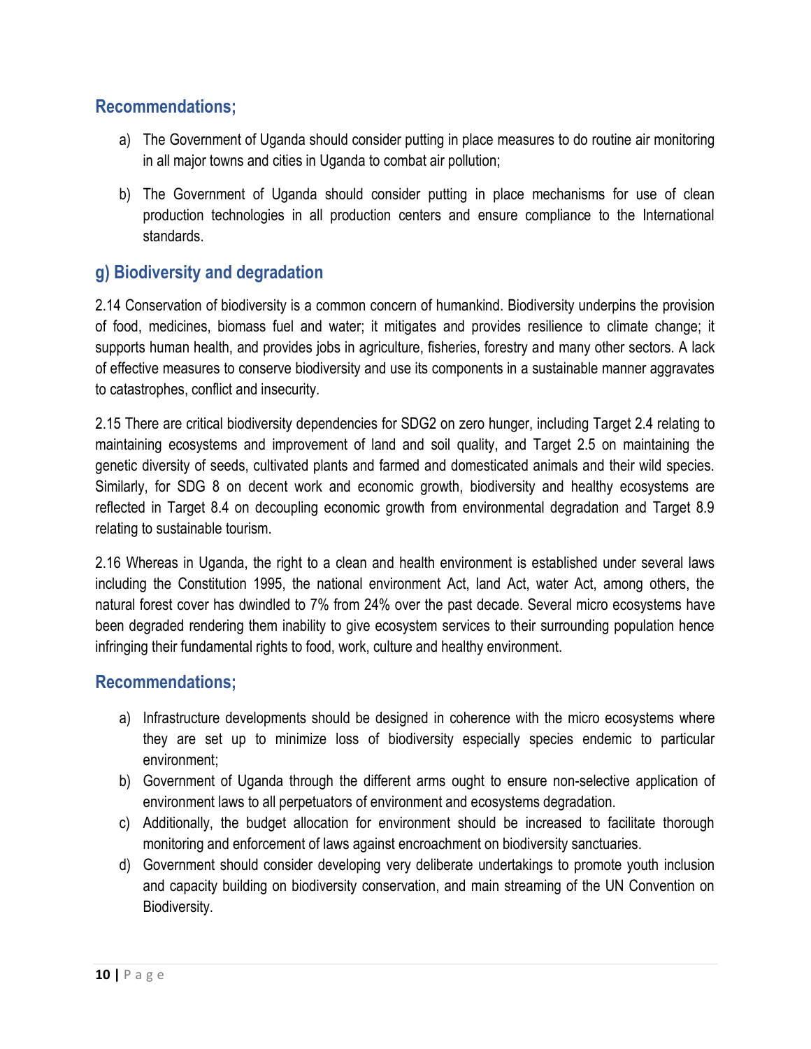## Recommendations;

a) The Government of Uganda should consider putting in place measures to do routine air monitoring in all major towns and cities in Uganda to combat air pollution;

b) The Government of Uganda should consider putting in place mechanisms for use of clean production technologies in all production centers and ensure compliance to the International standards.

## g) Biodiversity and degradation

2.14 Conservation of biodiversity is a common concern of humankind. Biodiversity underpins the provision of food, medicines, biomass fuel and water; it mitigates and provides resilience to climate change; it supports human health, and provides jobs in agriculture, fisheries, forestry and many other sectors. A lack of effective measures to conserve biodiversity and use its components in a sustainable manner aggravates to catastrophes, conflict and insecurity.

2.15 There are critical biodiversity dependencies for SDG2 on zero hunger, including Target 2.4 relating to maintaining ecosystems and improvement of land and soil quality, and Target 2.5 on maintaining the genetic diversity of seeds, cultivated plants and farmed and domesticated animals and their wild species. Similarly, for SDG 8 on decent work and economic growth, biodiversity and healthy ecosystems are reflected in Target 8.4 on decoupling economic growth from environmental degradation and Target 8.9 relating to sustainable tourism.

2.16 Whereas in Uganda, the right to a clean and health environment is established under several laws including the Constitution 1995, the national environment Act, land Act, water Act, among others, the natural forest cover has dwindled to 7% from 24% over the past decade. Several micro ecosystems have been degraded rendering them inability to give ecosystem services to their surrounding population hence infringing their fundamental rights to food, work, culture and healthy environment.

## Recommendations;

a) Infrastructure developments should be designed in coherence with the micro ecosystems where they are set up to minimize loss of biodiversity especially species endemic to particular environment;

b) Government of Uganda through the different arms ought to ensure non-selective application of environment laws to all perpetuators of environment and ecosystems degradation.

c) Additionally, the budget allocation for environment should be increased to facilitate thorough monitoring and enforcement of laws against encroachment on biodiversity sanctuaries.

d) Government should consider developing very deliberate undertakings to promote youth inclusion and capacity building on biodiversity conservation, and main streaming of the UN Convention on Biodiversity.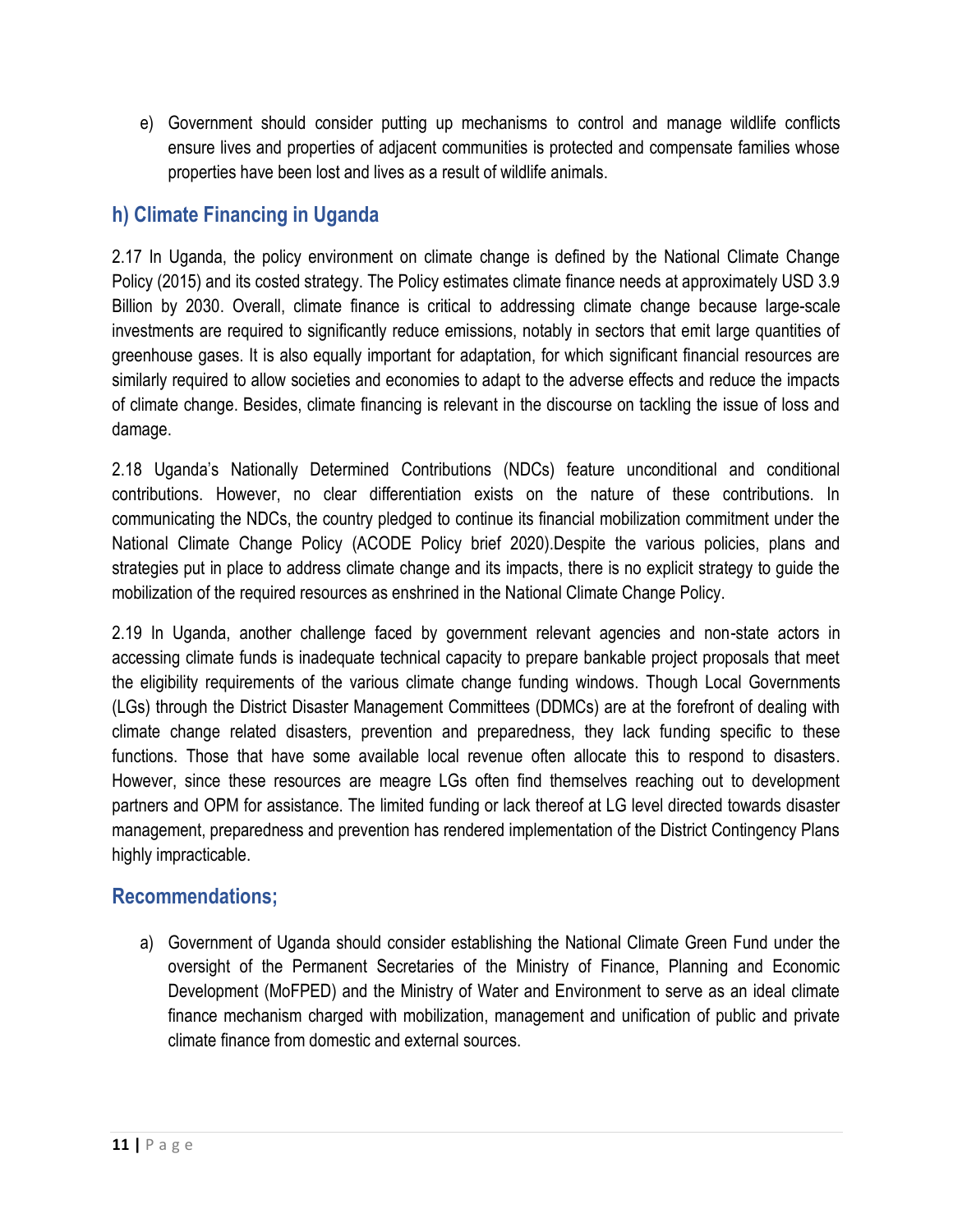e) Government should consider putting up mechanisms to control and manage wildlife conflicts ensure lives and properties of adjacent communities is protected and compensate families whose properties have been lost and lives as a result of wildlife animals.

## h) Climate Financing in Uganda

2.17 In Uganda, the policy environment on climate change is defined by the National Climate Change Policy (2015) and its costed strategy. The Policy estimates climate finance needs at approximately USD 3.9 Billion by 2030. Overall, climate finance is critical to addressing climate change because large-scale investments are required to significantly reduce emissions, notably in sectors that emit large quantities of greenhouse gases. It is also equally important for adaptation, for which significant financial resources are similarly required to allow societies and economies to adapt to the adverse effects and reduce the impacts of climate change. Besides, climate financing is relevant in the discourse on tackling the issue of loss and damage.

2.18 Uganda's Nationally Determined Contributions (NDCs) feature unconditional and conditional contributions. However, no clear differentiation exists on the nature of these contributions. In communicating the NDCs, the country pledged to continue its financial mobilization commitment under the National Climate Change Policy (ACODE Policy brief 2020).Despite the various policies, plans and strategies put in place to address climate change and its impacts, there is no explicit strategy to guide the mobilization of the required resources as enshrined in the National Climate Change Policy.

2.19 In Uganda, another challenge faced by government relevant agencies and non-state actors in accessing climate funds is inadequate technical capacity to prepare bankable project proposals that meet the eligibility requirements of the various climate change funding windows. Though Local Governments (LGs) through the District Disaster Management Committees (DDMCs) are at the forefront of dealing with climate change related disasters, prevention and preparedness, they lack funding specific to these functions. Those that have some available local revenue often allocate this to respond to disasters. However, since these resources are meagre LGs often find themselves reaching out to development partners and OPM for assistance. The limited funding or lack thereof at LG level directed towards disaster management, preparedness and prevention has rendered implementation of the District Contingency Plans highly impracticable.

## Recommendations;

a) Government of Uganda should consider establishing the National Climate Green Fund under the oversight of the Permanent Secretaries of the Ministry of Finance, Planning and Economic Development (MoFPED) and the Ministry of Water and Environment to serve as an ideal climate finance mechanism charged with mobilization, management and unification of public and private climate finance from domestic and external sources.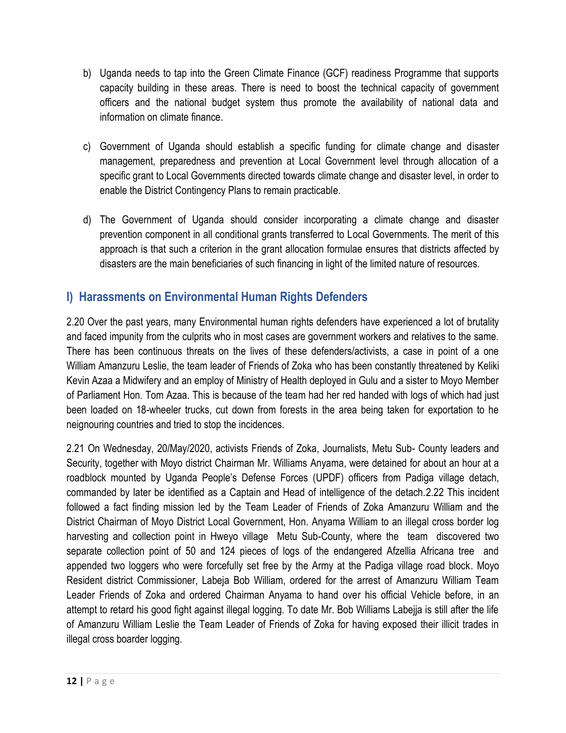b) Uganda needs to tap into the Green Climate Finance (GCF) readiness Programme that supports capacity building in these areas. There is need to boost the technical capacity of government officers and the national budget system thus promote the availability of national data and information on climate finance.

c) Government of Uganda should establish a specific funding for climate change and disaster management, preparedness and prevention at Local Government level through allocation of a specific grant to Local Governments directed towards climate change and disaster level, in order to enable the District Contingency Plans to remain practicable.

d) The Government of Uganda should consider incorporating a climate change and disaster prevention component in all conditional grants transferred to Local Governments. The merit of this approach is that such a criterion in the grant allocation formulae ensures that districts affected by disasters are the main beneficiaries of such financing in light of the limited nature of resources.

## l) Harassments on Environmental Human Rights Defenders

2.20 Over the past years, many Environmental human rights defenders have experienced a lot of brutality and faced impunity from the culprits who in most cases are government workers and relatives to the same. There has been continuous threats on the lives of these defenders/activists, a case in point of a one William Amanzuru Leslie, the team leader of Friends of Zoka who has been constantly threatened by Keliki Kevin Azaa a Midwifery and an employ of Ministry of Health deployed in Gulu and a sister to Moyo Member of Parliament Hon. Tom Azaa. This is because of the team had her red handed with logs of which had just been loaded on 18-wheeler trucks, cut down from forests in the area being taken for exportation to he neignouring countries and tried to stop the incidences.

2.21 On Wednesday, 20/May/2020, activists Friends of Zoka, Journalists, Metu Sub- County leaders and Security, together with Moyo district Chairman Mr. Williams Anyama, were detained for about an hour at a roadblock mounted by Uganda People's Defense Forces (UPDF) officers from Padiga village detach, commanded by later be identified as a Captain and Head of intelligence of the detach.2.22 This incident followed a fact finding mission led by the Team Leader of Friends of Zoka Amanzuru William and the District Chairman of Moyo District Local Government, Hon. Anyama William to an illegal cross border log harvesting and collection point in Hweyo village Metu Sub-County, where the team discovered two separate collection point of 50 and 124 pieces of logs of the endangered Afzellia Africana tree and appended two loggers who were forcefully set free by the Army at the Padiga village road block. Moyo Resident district Commissioner, Labeja Bob William, ordered for the arrest of Amanzuru William Team Leader Friends of Zoka and ordered Chairman Anyama to hand over his official Vehicle before, in an attempt to retard his good fight against illegal logging. To date Mr. Bob Williams Labejja is still after the life of Amanzuru William Leslie the Team Leader of Friends of Zoka for having exposed their illicit trades in illegal cross boarder logging.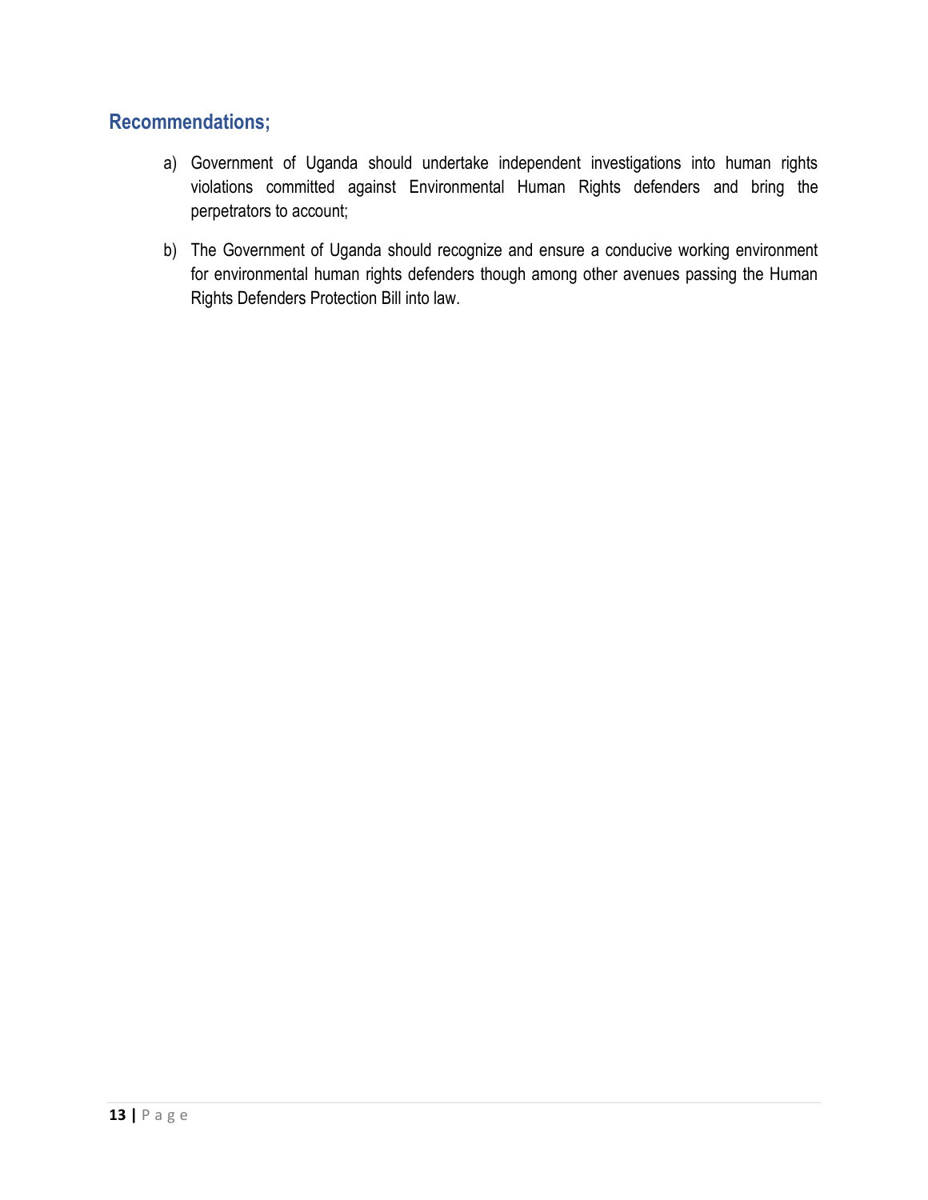## Recommendations;

a) Government of Uganda should undertake independent investigations into human rights violations committed against Environmental Human Rights defenders and bring the perpetrators to account;

b) The Government of Uganda should recognize and ensure a conducive working environment for environmental human rights defenders though among other avenues passing the Human Rights Defenders Protection Bill into law.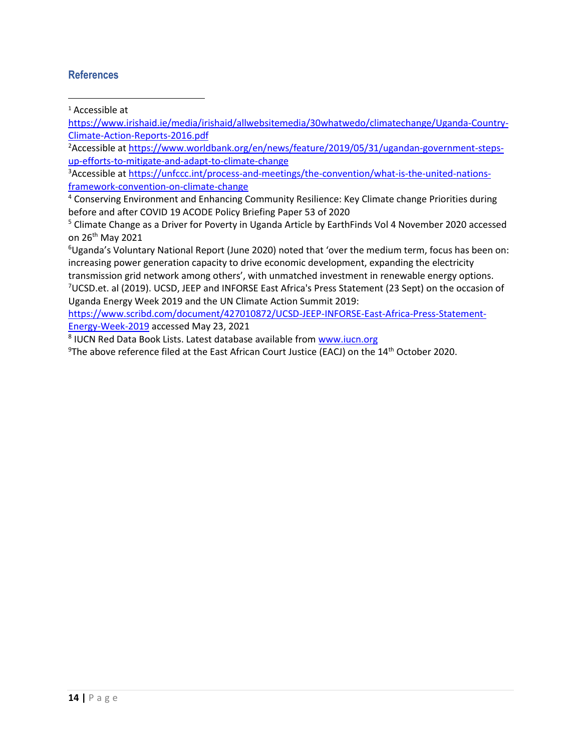## References

[1] Accessible at https://www.irishaid.ie/media/irishaid/allwebsitemedia/30whatwedo/climatechange/Uganda-Country-Climate-Action-Reports-2016.pdf

[2]Accessible at https://www.worldbank.org/en/news/feature/2019/05/31/ugandan-government-steps-up-efforts-to-mitigate-and-adapt-to-climate-change

[3]Accessible at https://unfccc.int/process-and-meetings/the-convention/what-is-the-united-nations-framework-convention-on-climate-change

[4] Conserving Environment and Enhancing Community Resilience: Key Climate change Priorities during before and after COVID 19 ACODE Policy Briefing Paper 53 of 2020

[5] Climate Change as a Driver for Poverty in Uganda Article by EarthFinds Vol 4 November 2020 accessed on 26th May 2021

[6]Uganda's Voluntary National Report (June 2020) noted that 'over the medium term, focus has been on: increasing power generation capacity to drive economic development, expanding the electricity transmission grid network among others', with unmatched investment in renewable energy options.

[7]UCSD.et. al (2019). UCSD, JEEP and INFORSE East Africa's Press Statement (23 Sept) on the occasion of Uganda Energy Week 2019 and the UN Climate Action Summit 2019: https://www.scribd.com/document/427010872/UCSD-JEEP-INFORSE-East-Africa-Press-Statement-Energy-Week-2019 accessed May 23, 2021

[8] IUCN Red Data Book Lists. Latest database available from www.iucn.org

[9]The above reference filed at the East African Court Justice (EACJ) on the 14th October 2020.